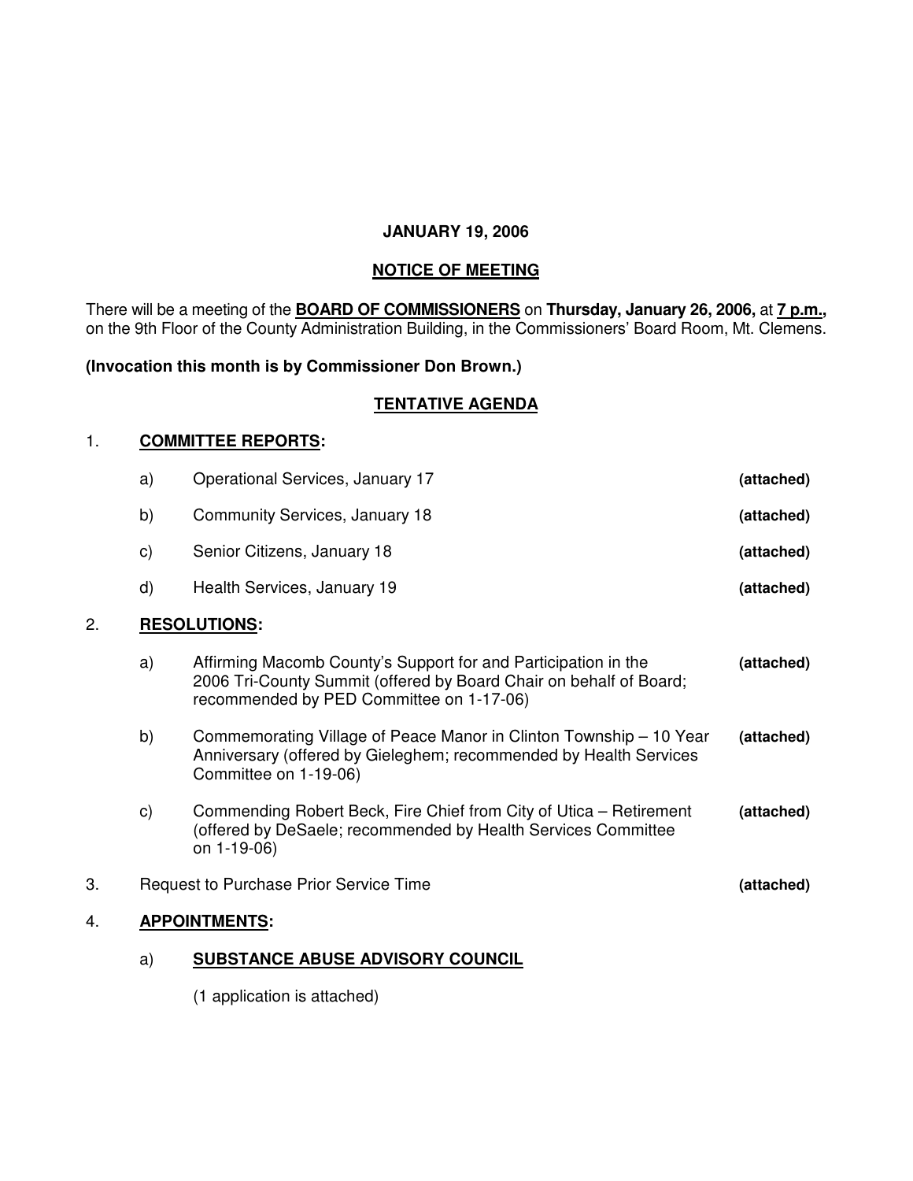**JANUARY 19, 2006**

**NOTICE OF MEETING**

There will be a meeting of the **BOARD OF COMMISSIONERS** on **Thursday, January 26, 2006,** at **7 p.m.,** on the 9th Floor of the County Administration Building, in the Commissioners' Board Room, Mt. Clemens.

**(Invocation this month is by Commissioner Don Brown.)**

**TENTATIVE AGENDA**

1. **COMMITTEE REPORTS:**

   a) Operational Services, January 17 **(attached)**

   b) Community Services, January 18 **(attached)**

   c) Senior Citizens, January 18 **(attached)**

   d) Health Services, January 19 **(attached)**

2. **RESOLUTIONS:**

   a) Affirming Macomb County's Support for and Participation in the 2006 Tri-County Summit (offered by Board Chair on behalf of Board; recommended by PED Committee on 1-17-06) **(attached)**

   b) Commemorating Village of Peace Manor in Clinton Township – 10 Year Anniversary (offered by Gieleghem; recommended by Health Services Committee on 1-19-06) **(attached)**

   c) Commending Robert Beck, Fire Chief from City of Utica – Retirement (offered by DeSaele; recommended by Health Services Committee on 1-19-06) **(attached)**

3. Request to Purchase Prior Service Time **(attached)**

4. **APPOINTMENTS:**

   a) **SUBSTANCE ABUSE ADVISORY COUNCIL**

      (1 application is attached)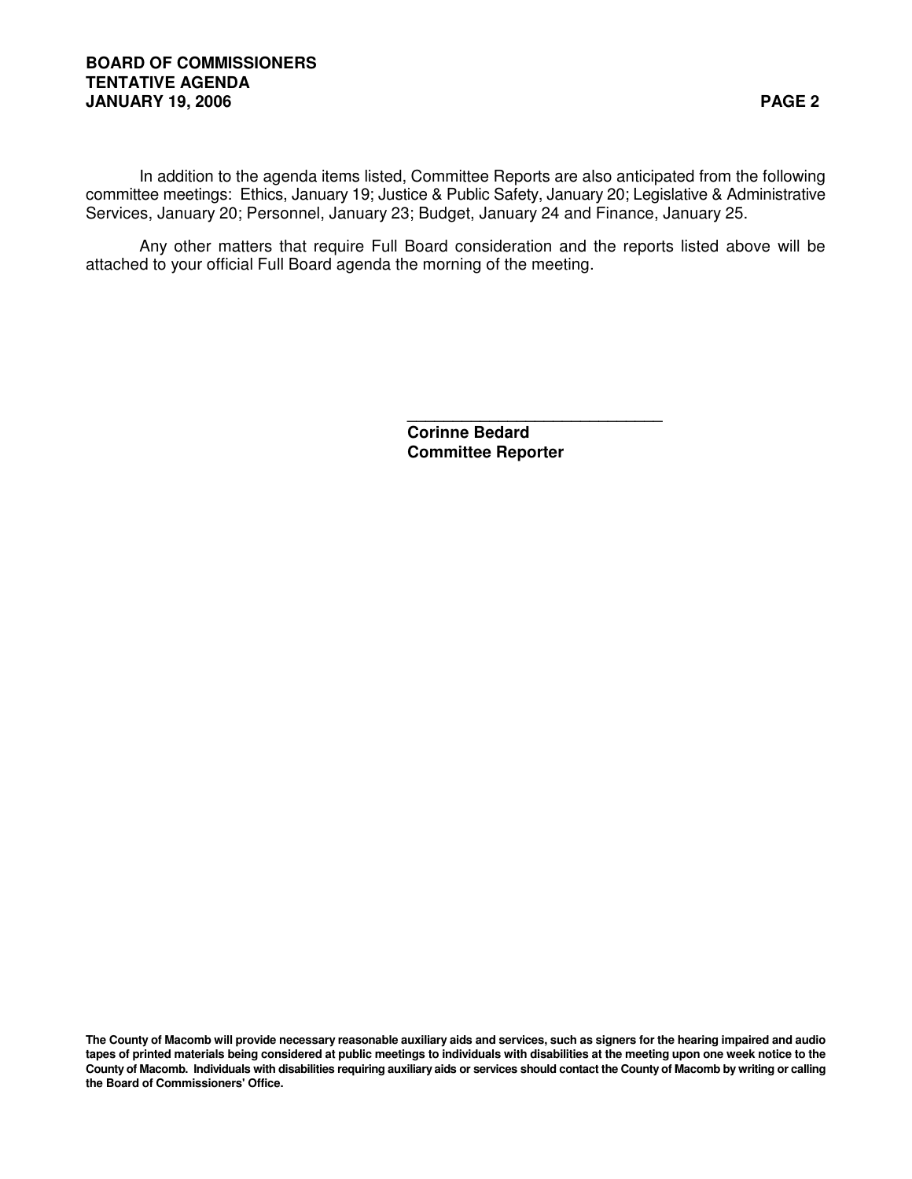In addition to the agenda items listed, Committee Reports are also anticipated from the following committee meetings: Ethics, January 19; Justice & Public Safety, January 20; Legislative & Administrative Services, January 20; Personnel, January 23; Budget, January 24 and Finance, January 25.

Any other matters that require Full Board consideration and the reports listed above will be attached to your official Full Board agenda the morning of the meeting.

\_\_\_\_\_\_\_\_\_\_\_\_\_\_\_\_\_\_\_\_\_\_\_\_\_\_\_\_

**Corinne Bedard**
**Committee Reporter**

**The County of Macomb will provide necessary reasonable auxiliary aids and services, such as signers for the hearing impaired and audio tapes of printed materials being considered at public meetings to individuals with disabilities at the meeting upon one week notice to the County of Macomb. Individuals with disabilities requiring auxiliary aids or services should contact the County of Macomb by writing or calling the Board of Commissioners' Office.**